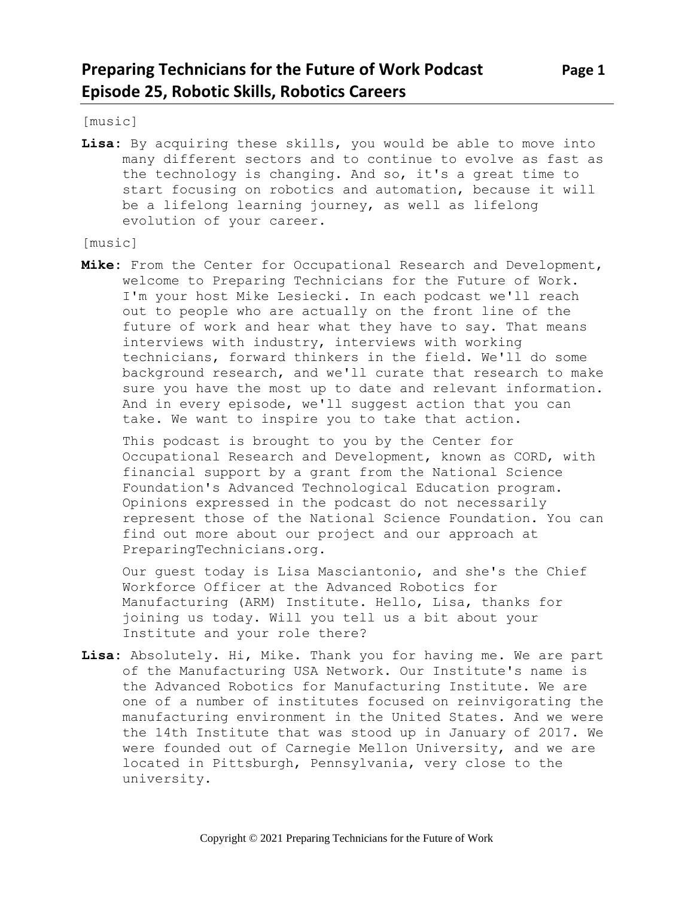# Preparing Technicians for the Future of Work Podcast
# Episode 25, Robotic Skills, Robotics Careers

[music]

**Lisa**: By acquiring these skills, you would be able to move into many different sectors and to continue to evolve as fast as the technology is changing. And so, it's a great time to start focusing on robotics and automation, because it will be a lifelong learning journey, as well as lifelong evolution of your career.

[music]

**Mike**: From the Center for Occupational Research and Development, welcome to Preparing Technicians for the Future of Work. I'm your host Mike Lesiecki. In each podcast we'll reach out to people who are actually on the front line of the future of work and hear what they have to say. That means interviews with industry, interviews with working technicians, forward thinkers in the field. We'll do some background research, and we'll curate that research to make sure you have the most up to date and relevant information. And in every episode, we'll suggest action that you can take. We want to inspire you to take that action.

This podcast is brought to you by the Center for Occupational Research and Development, known as CORD, with financial support by a grant from the National Science Foundation's Advanced Technological Education program. Opinions expressed in the podcast do not necessarily represent those of the National Science Foundation. You can find out more about our project and our approach at PreparingTechnicians.org.

Our guest today is Lisa Masciantonio, and she's the Chief Workforce Officer at the Advanced Robotics for Manufacturing (ARM) Institute. Hello, Lisa, thanks for joining us today. Will you tell us a bit about your Institute and your role there?

**Lisa**: Absolutely. Hi, Mike. Thank you for having me. We are part of the Manufacturing USA Network. Our Institute's name is the Advanced Robotics for Manufacturing Institute. We are one of a number of institutes focused on reinvigorating the manufacturing environment in the United States. And we were the 14th Institute that was stood up in January of 2017. We were founded out of Carnegie Mellon University, and we are located in Pittsburgh, Pennsylvania, very close to the university.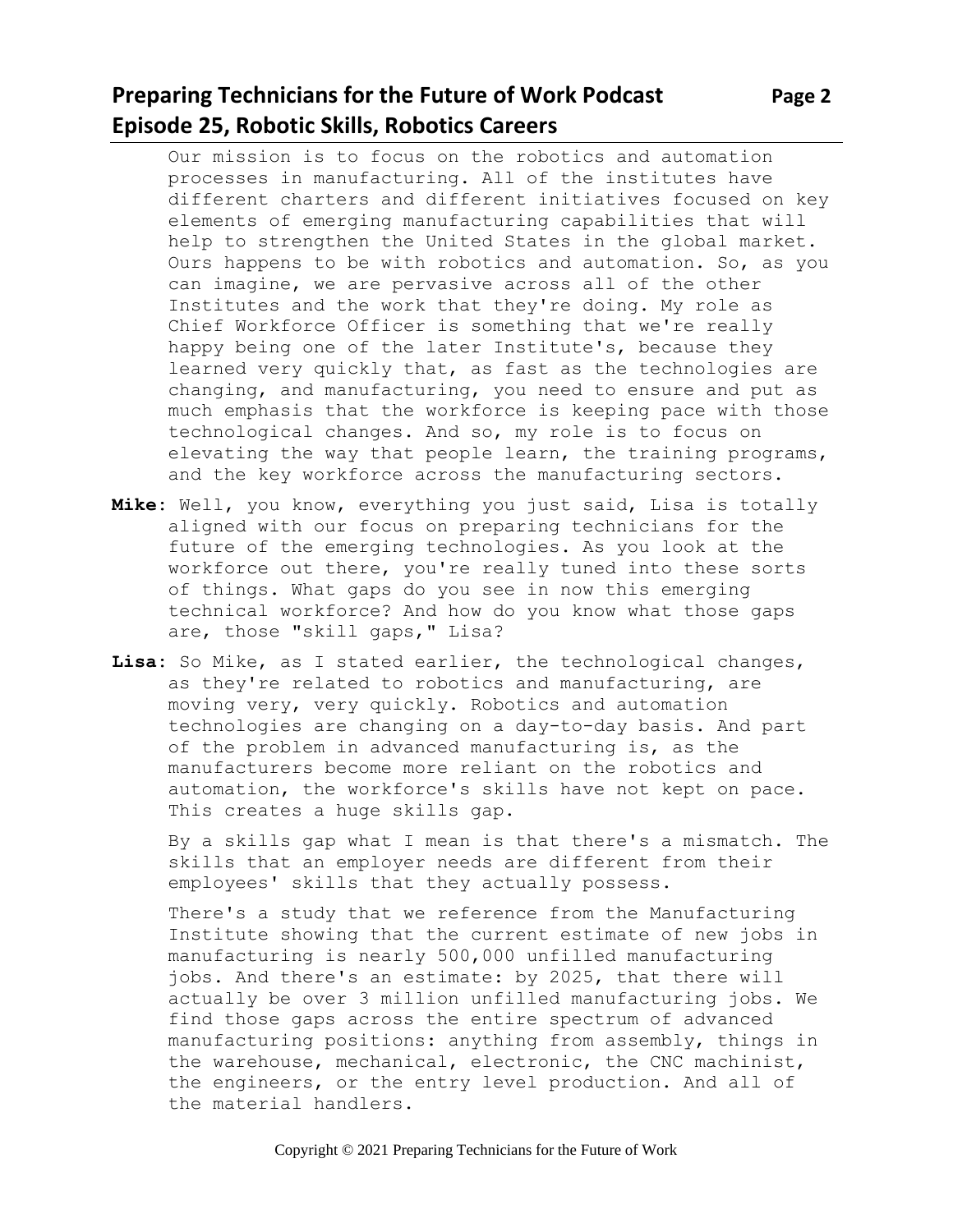Our mission is to focus on the robotics and automation processes in manufacturing. All of the institutes have different charters and different initiatives focused on key elements of emerging manufacturing capabilities that will help to strengthen the United States in the global market. Ours happens to be with robotics and automation. So, as you can imagine, we are pervasive across all of the other Institutes and the work that they're doing. My role as Chief Workforce Officer is something that we're really happy being one of the later Institute's, because they learned very quickly that, as fast as the technologies are changing, and manufacturing, you need to ensure and put as much emphasis that the workforce is keeping pace with those technological changes. And so, my role is to focus on elevating the way that people learn, the training programs, and the key workforce across the manufacturing sectors.

**Mike**: Well, you know, everything you just said, Lisa is totally aligned with our focus on preparing technicians for the future of the emerging technologies. As you look at the workforce out there, you're really tuned into these sorts of things. What gaps do you see in now this emerging technical workforce? And how do you know what those gaps are, those "skill gaps," Lisa?

**Lisa**: So Mike, as I stated earlier, the technological changes, as they're related to robotics and manufacturing, are moving very, very quickly. Robotics and automation technologies are changing on a day-to-day basis. And part of the problem in advanced manufacturing is, as the manufacturers become more reliant on the robotics and automation, the workforce's skills have not kept on pace. This creates a huge skills gap.

By a skills gap what I mean is that there's a mismatch. The skills that an employer needs are different from their employees' skills that they actually possess.

There's a study that we reference from the Manufacturing Institute showing that the current estimate of new jobs in manufacturing is nearly 500,000 unfilled manufacturing jobs. And there's an estimate: by 2025, that there will actually be over 3 million unfilled manufacturing jobs. We find those gaps across the entire spectrum of advanced manufacturing positions: anything from assembly, things in the warehouse, mechanical, electronic, the CNC machinist, the engineers, or the entry level production. And all of the material handlers.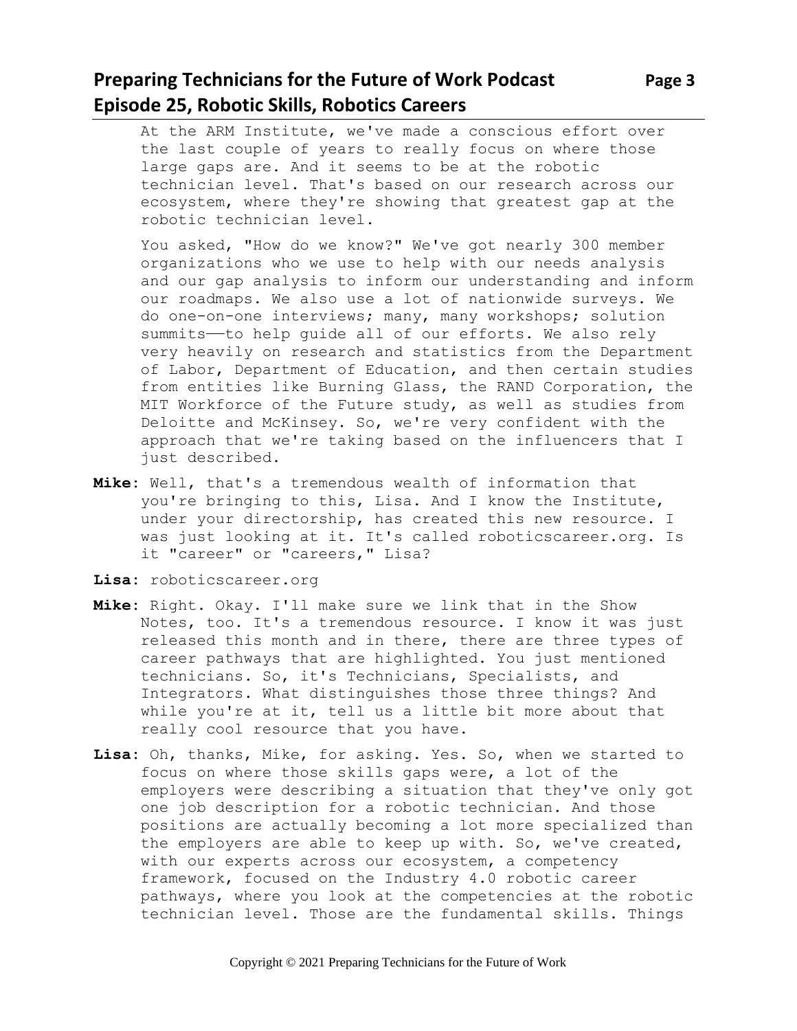At the ARM Institute, we've made a conscious effort over the last couple of years to really focus on where those large gaps are. And it seems to be at the robotic technician level. That's based on our research across our ecosystem, where they're showing that greatest gap at the robotic technician level.

You asked, "How do we know?" We've got nearly 300 member organizations who we use to help with our needs analysis and our gap analysis to inform our understanding and inform our roadmaps. We also use a lot of nationwide surveys. We do one-on-one interviews; many, many workshops; solution summits——to help guide all of our efforts. We also rely very heavily on research and statistics from the Department of Labor, Department of Education, and then certain studies from entities like Burning Glass, the RAND Corporation, the MIT Workforce of the Future study, as well as studies from Deloitte and McKinsey. So, we're very confident with the approach that we're taking based on the influencers that I just described.

**Mike:** Well, that's a tremendous wealth of information that you're bringing to this, Lisa. And I know the Institute, under your directorship, has created this new resource. I was just looking at it. It's called roboticscareer.org. Is it "career" or "careers," Lisa?

**Lisa:** roboticscareer.org

**Mike:** Right. Okay. I'll make sure we link that in the Show Notes, too. It's a tremendous resource. I know it was just released this month and in there, there are three types of career pathways that are highlighted. You just mentioned technicians. So, it's Technicians, Specialists, and Integrators. What distinguishes those three things? And while you're at it, tell us a little bit more about that really cool resource that you have.

**Lisa:** Oh, thanks, Mike, for asking. Yes. So, when we started to focus on where those skills gaps were, a lot of the employers were describing a situation that they've only got one job description for a robotic technician. And those positions are actually becoming a lot more specialized than the employers are able to keep up with. So, we've created, with our experts across our ecosystem, a competency framework, focused on the Industry 4.0 robotic career pathways, where you look at the competencies at the robotic technician level. Those are the fundamental skills. Things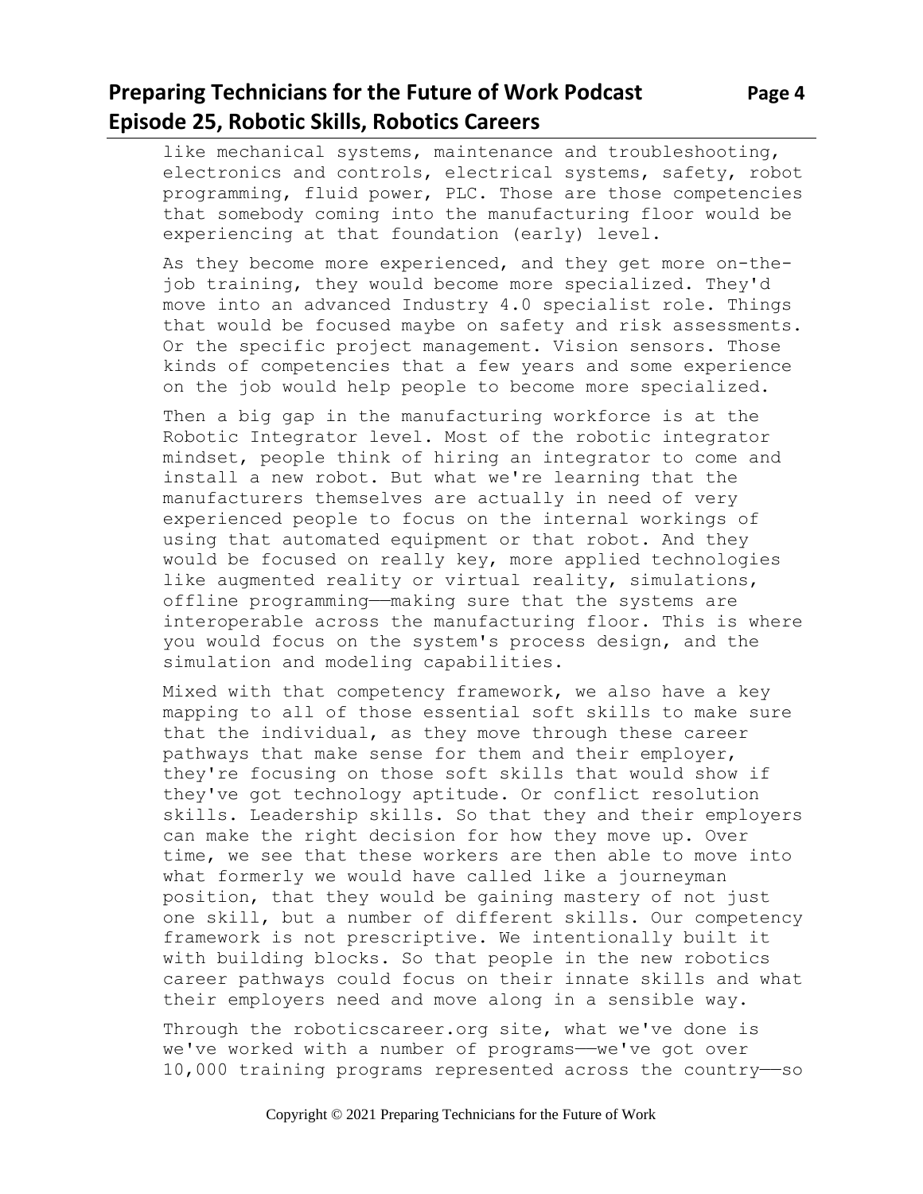like mechanical systems, maintenance and troubleshooting, electronics and controls, electrical systems, safety, robot programming, fluid power, PLC. Those are those competencies that somebody coming into the manufacturing floor would be experiencing at that foundation (early) level.

As they become more experienced, and they get more on-the-job training, they would become more specialized. They'd move into an advanced Industry 4.0 specialist role. Things that would be focused maybe on safety and risk assessments. Or the specific project management. Vision sensors. Those kinds of competencies that a few years and some experience on the job would help people to become more specialized.

Then a big gap in the manufacturing workforce is at the Robotic Integrator level. Most of the robotic integrator mindset, people think of hiring an integrator to come and install a new robot. But what we're learning that the manufacturers themselves are actually in need of very experienced people to focus on the internal workings of using that automated equipment or that robot. And they would be focused on really key, more applied technologies like augmented reality or virtual reality, simulations, offline programming——making sure that the systems are interoperable across the manufacturing floor. This is where you would focus on the system's process design, and the simulation and modeling capabilities.

Mixed with that competency framework, we also have a key mapping to all of those essential soft skills to make sure that the individual, as they move through these career pathways that make sense for them and their employer, they're focusing on those soft skills that would show if they've got technology aptitude. Or conflict resolution skills. Leadership skills. So that they and their employers can make the right decision for how they move up. Over time, we see that these workers are then able to move into what formerly we would have called like a journeyman position, that they would be gaining mastery of not just one skill, but a number of different skills. Our competency framework is not prescriptive. We intentionally built it with building blocks. So that people in the new robotics career pathways could focus on their innate skills and what their employers need and move along in a sensible way.

Through the roboticscareer.org site, what we've done is we've worked with a number of programs——we've got over 10,000 training programs represented across the country——so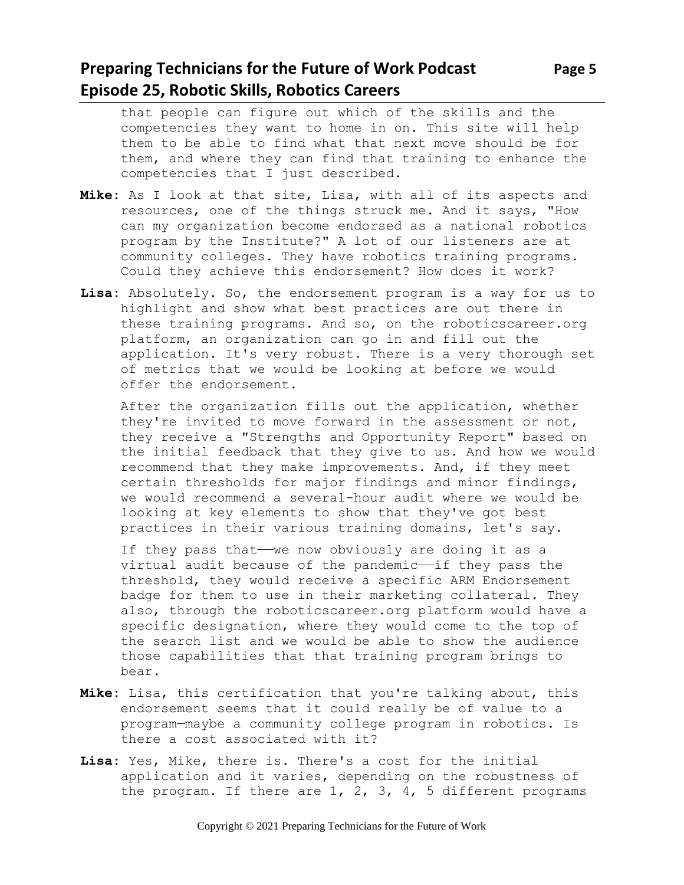that people can figure out which of the skills and the competencies they want to home in on. This site will help them to be able to find what that next move should be for them, and where they can find that training to enhance the competencies that I just described.

**Mike**: As I look at that site, Lisa, with all of its aspects and resources, one of the things struck me. And it says, "How can my organization become endorsed as a national robotics program by the Institute?" A lot of our listeners are at community colleges. They have robotics training programs. Could they achieve this endorsement? How does it work?

**Lisa**: Absolutely. So, the endorsement program is a way for us to highlight and show what best practices are out there in these training programs. And so, on the roboticscareer.org platform, an organization can go in and fill out the application. It's very robust. There is a very thorough set of metrics that we would be looking at before we would offer the endorsement.

After the organization fills out the application, whether they're invited to move forward in the assessment or not, they receive a "Strengths and Opportunity Report" based on the initial feedback that they give to us. And how we would recommend that they make improvements. And, if they meet certain thresholds for major findings and minor findings, we would recommend a several-hour audit where we would be looking at key elements to show that they've got best practices in their various training domains, let's say.

If they pass that——we now obviously are doing it as a virtual audit because of the pandemic——if they pass the threshold, they would receive a specific ARM Endorsement badge for them to use in their marketing collateral. They also, through the roboticscareer.org platform would have a specific designation, where they would come to the top of the search list and we would be able to show the audience those capabilities that that training program brings to bear.

**Mike**: Lisa, this certification that you're talking about, this endorsement seems that it could really be of value to a program—maybe a community college program in robotics. Is there a cost associated with it?

**Lisa**: Yes, Mike, there is. There's a cost for the initial application and it varies, depending on the robustness of the program. If there are 1, 2, 3, 4, 5 different programs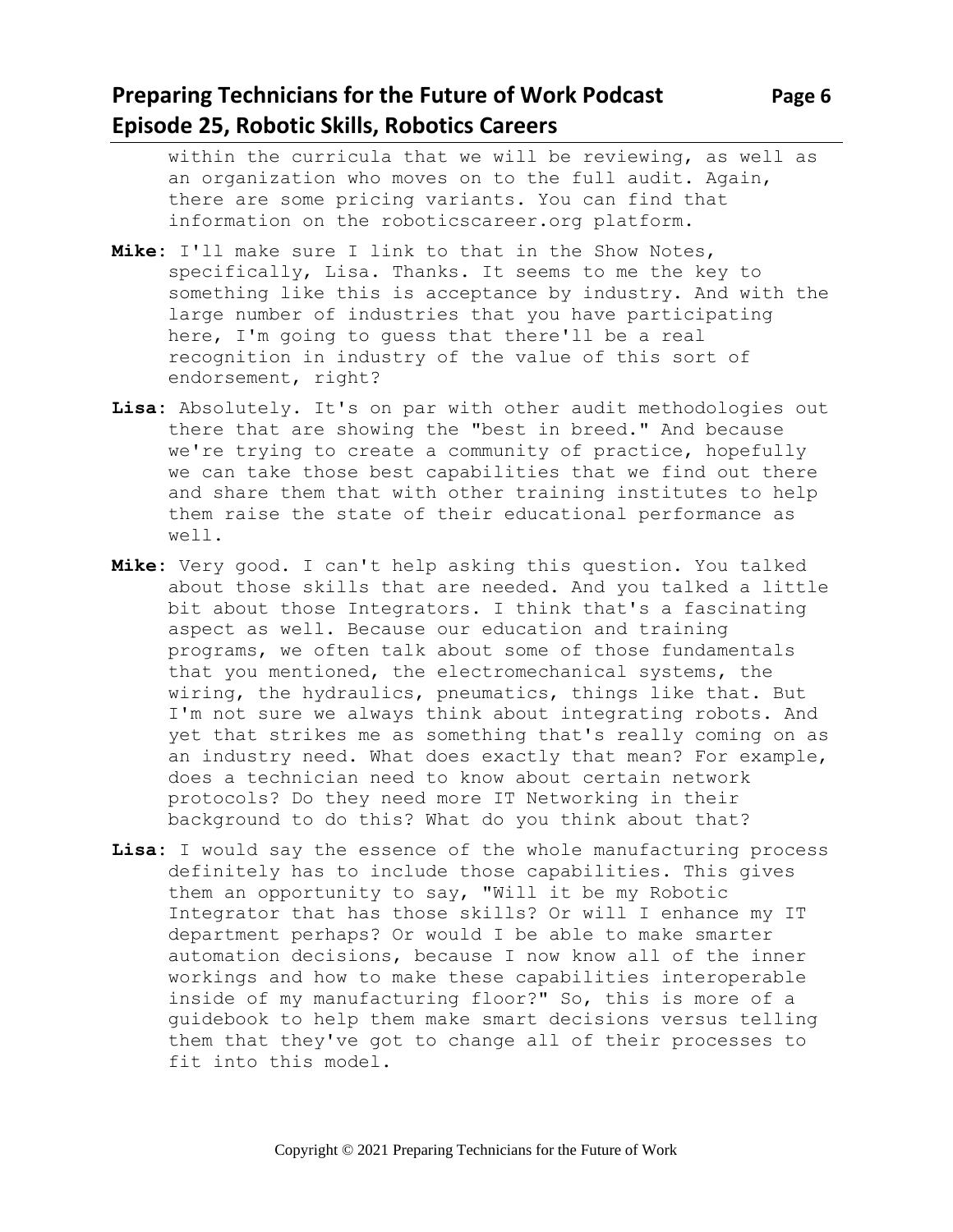within the curricula that we will be reviewing, as well as an organization who moves on to the full audit. Again, there are some pricing variants. You can find that information on the roboticscareer.org platform.

**Mike:** I'll make sure I link to that in the Show Notes, specifically, Lisa. Thanks. It seems to me the key to something like this is acceptance by industry. And with the large number of industries that you have participating here, I'm going to guess that there'll be a real recognition in industry of the value of this sort of endorsement, right?

**Lisa:** Absolutely. It's on par with other audit methodologies out there that are showing the "best in breed." And because we're trying to create a community of practice, hopefully we can take those best capabilities that we find out there and share them that with other training institutes to help them raise the state of their educational performance as well.

**Mike:** Very good. I can't help asking this question. You talked about those skills that are needed. And you talked a little bit about those Integrators. I think that's a fascinating aspect as well. Because our education and training programs, we often talk about some of those fundamentals that you mentioned, the electromechanical systems, the wiring, the hydraulics, pneumatics, things like that. But I'm not sure we always think about integrating robots. And yet that strikes me as something that's really coming on as an industry need. What does exactly that mean? For example, does a technician need to know about certain network protocols? Do they need more IT Networking in their background to do this? What do you think about that?

**Lisa:** I would say the essence of the whole manufacturing process definitely has to include those capabilities. This gives them an opportunity to say, "Will it be my Robotic Integrator that has those skills? Or will I enhance my IT department perhaps? Or would I be able to make smarter automation decisions, because I now know all of the inner workings and how to make these capabilities interoperable inside of my manufacturing floor?" So, this is more of a guidebook to help them make smart decisions versus telling them that they've got to change all of their processes to fit into this model.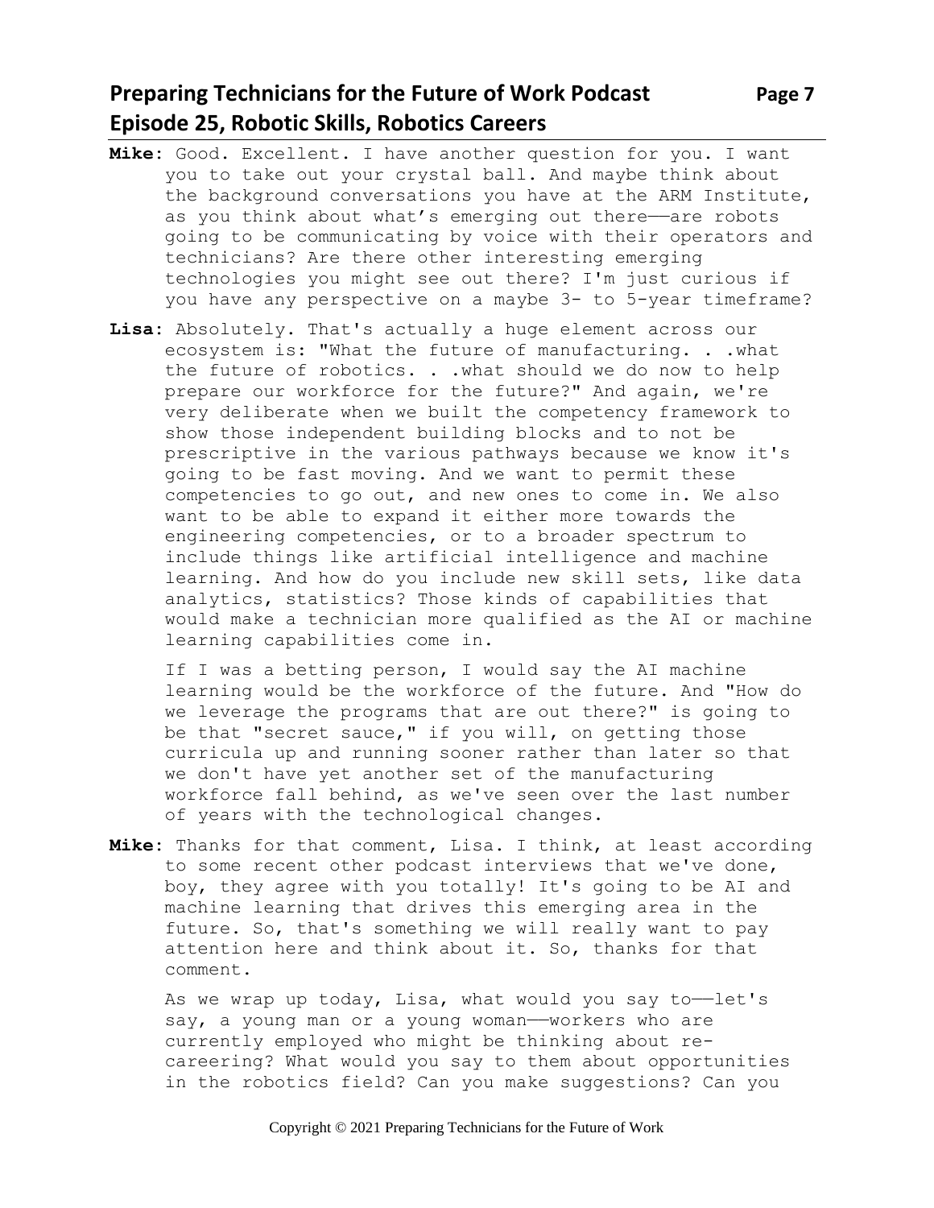**Mike**: Good. Excellent. I have another question for you. I want you to take out your crystal ball. And maybe think about the background conversations you have at the ARM Institute, as you think about what's emerging out there——are robots going to be communicating by voice with their operators and technicians? Are there other interesting emerging technologies you might see out there? I'm just curious if you have any perspective on a maybe 3- to 5-year timeframe?

**Lisa**: Absolutely. That's actually a huge element across our ecosystem is: "What the future of manufacturing. . .what the future of robotics. . .what should we do now to help prepare our workforce for the future?" And again, we're very deliberate when we built the competency framework to show those independent building blocks and to not be prescriptive in the various pathways because we know it's going to be fast moving. And we want to permit these competencies to go out, and new ones to come in. We also want to be able to expand it either more towards the engineering competencies, or to a broader spectrum to include things like artificial intelligence and machine learning. And how do you include new skill sets, like data analytics, statistics? Those kinds of capabilities that would make a technician more qualified as the AI or machine learning capabilities come in.

If I was a betting person, I would say the AI machine learning would be the workforce of the future. And "How do we leverage the programs that are out there?" is going to be that "secret sauce," if you will, on getting those curricula up and running sooner rather than later so that we don't have yet another set of the manufacturing workforce fall behind, as we've seen over the last number of years with the technological changes.

**Mike**: Thanks for that comment, Lisa. I think, at least according to some recent other podcast interviews that we've done, boy, they agree with you totally! It's going to be AI and machine learning that drives this emerging area in the future. So, that's something we will really want to pay attention here and think about it. So, thanks for that comment.

As we wrap up today, Lisa, what would you say to——let's say, a young man or a young woman——workers who are currently employed who might be thinking about re-careering? What would you say to them about opportunities in the robotics field? Can you make suggestions? Can you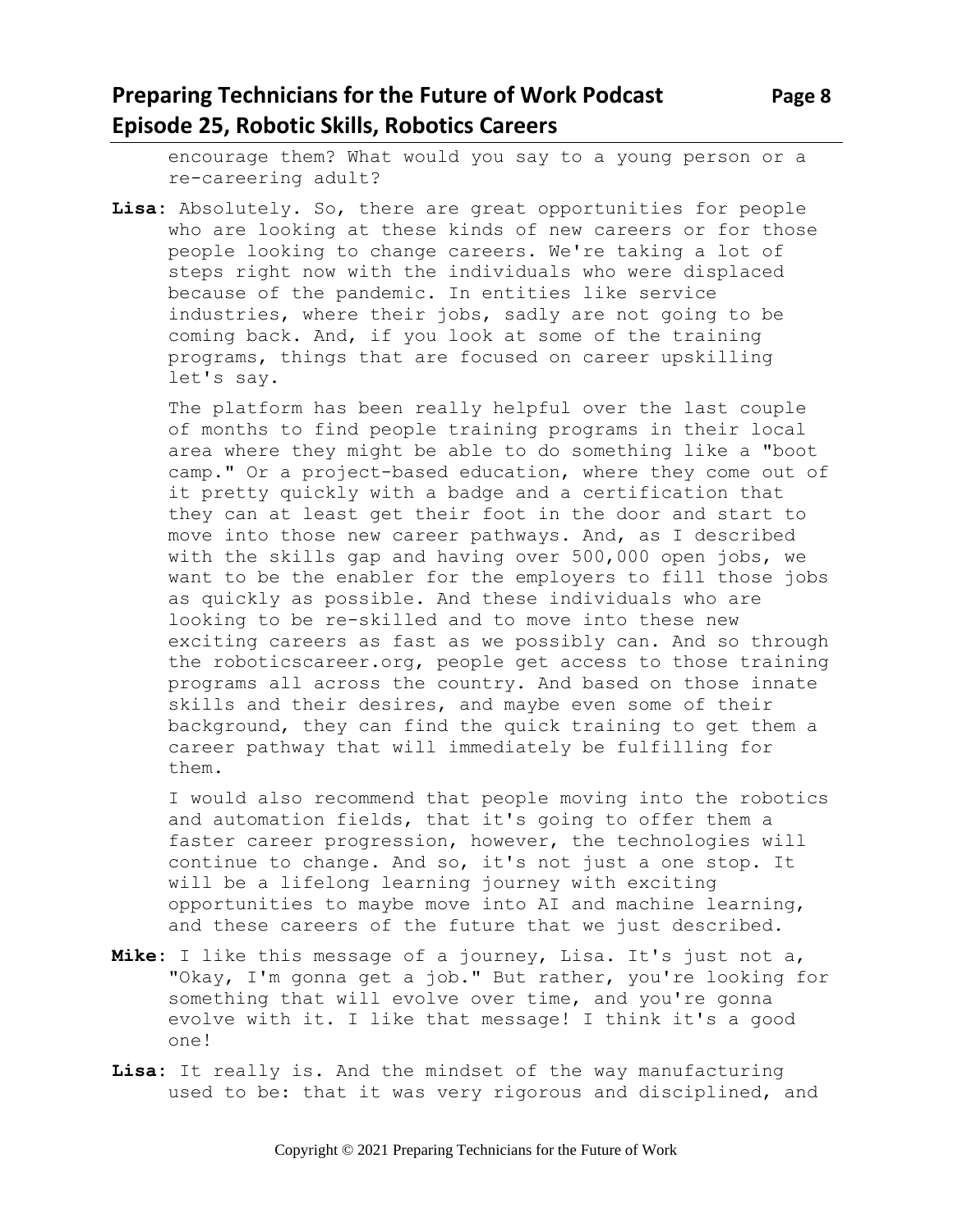encourage them? What would you say to a young person or a re-careering adult?

**Lisa**: Absolutely. So, there are great opportunities for people who are looking at these kinds of new careers or for those people looking to change careers. We're taking a lot of steps right now with the individuals who were displaced because of the pandemic. In entities like service industries, where their jobs, sadly are not going to be coming back. And, if you look at some of the training programs, things that are focused on career upskilling let's say.

The platform has been really helpful over the last couple of months to find people training programs in their local area where they might be able to do something like a "boot camp." Or a project-based education, where they come out of it pretty quickly with a badge and a certification that they can at least get their foot in the door and start to move into those new career pathways. And, as I described with the skills gap and having over 500,000 open jobs, we want to be the enabler for the employers to fill those jobs as quickly as possible. And these individuals who are looking to be re-skilled and to move into these new exciting careers as fast as we possibly can. And so through the roboticscareer.org, people get access to those training programs all across the country. And based on those innate skills and their desires, and maybe even some of their background, they can find the quick training to get them a career pathway that will immediately be fulfilling for them.

I would also recommend that people moving into the robotics and automation fields, that it's going to offer them a faster career progression, however, the technologies will continue to change. And so, it's not just a one stop. It will be a lifelong learning journey with exciting opportunities to maybe move into AI and machine learning, and these careers of the future that we just described.

**Mike**: I like this message of a journey, Lisa. It's just not a, "Okay, I'm gonna get a job." But rather, you're looking for something that will evolve over time, and you're gonna evolve with it. I like that message! I think it's a good one!

**Lisa**: It really is. And the mindset of the way manufacturing used to be: that it was very rigorous and disciplined, and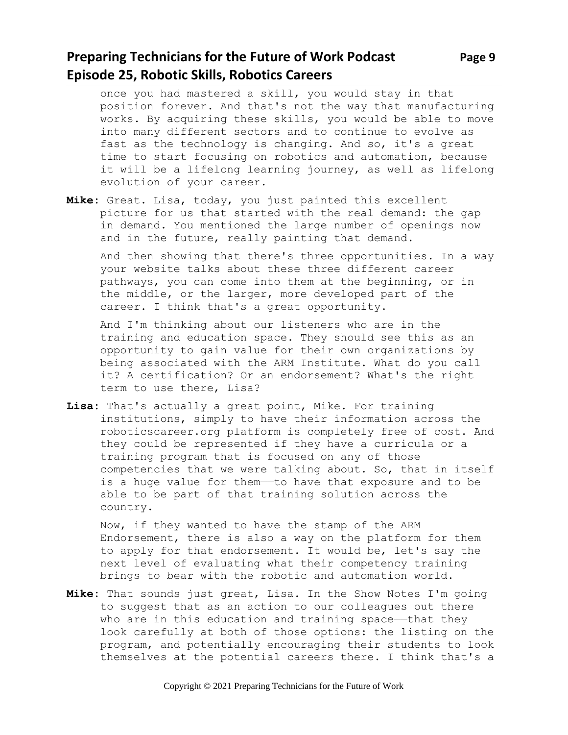once you had mastered a skill, you would stay in that position forever. And that's not the way that manufacturing works. By acquiring these skills, you would be able to move into many different sectors and to continue to evolve as fast as the technology is changing. And so, it's a great time to start focusing on robotics and automation, because it will be a lifelong learning journey, as well as lifelong evolution of your career.

**Mike**: Great. Lisa, today, you just painted this excellent picture for us that started with the real demand: the gap in demand. You mentioned the large number of openings now and in the future, really painting that demand.

And then showing that there's three opportunities. In a way your website talks about these three different career pathways, you can come into them at the beginning, or in the middle, or the larger, more developed part of the career. I think that's a great opportunity.

And I'm thinking about our listeners who are in the training and education space. They should see this as an opportunity to gain value for their own organizations by being associated with the ARM Institute. What do you call it? A certification? Or an endorsement? What's the right term to use there, Lisa?

**Lisa**: That's actually a great point, Mike. For training institutions, simply to have their information across the roboticscareer.org platform is completely free of cost. And they could be represented if they have a curricula or a training program that is focused on any of those competencies that we were talking about. So, that in itself is a huge value for them——to have that exposure and to be able to be part of that training solution across the country.

Now, if they wanted to have the stamp of the ARM Endorsement, there is also a way on the platform for them to apply for that endorsement. It would be, let's say the next level of evaluating what their competency training brings to bear with the robotic and automation world.

**Mike**: That sounds just great, Lisa. In the Show Notes I'm going to suggest that as an action to our colleagues out there who are in this education and training space——that they look carefully at both of those options: the listing on the program, and potentially encouraging their students to look themselves at the potential careers there. I think that's a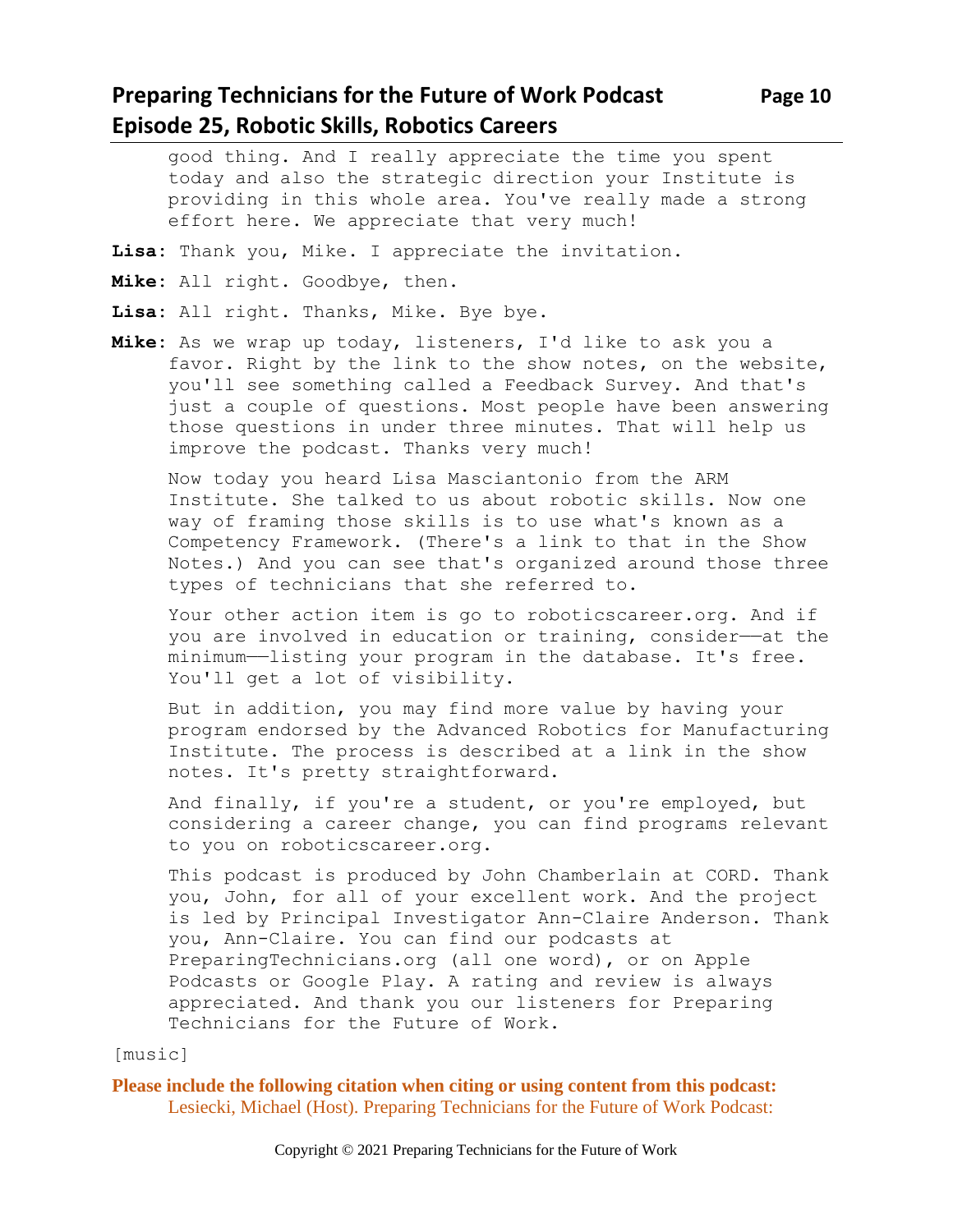good thing. And I really appreciate the time you spent today and also the strategic direction your Institute is providing in this whole area. You've really made a strong effort here. We appreciate that very much!

**Lisa**: Thank you, Mike. I appreciate the invitation.

**Mike**: All right. Goodbye, then.

**Lisa**: All right. Thanks, Mike. Bye bye.

**Mike**: As we wrap up today, listeners, I'd like to ask you a favor. Right by the link to the show notes, on the website, you'll see something called a Feedback Survey. And that's just a couple of questions. Most people have been answering those questions in under three minutes. That will help us improve the podcast. Thanks very much!

Now today you heard Lisa Masciantonio from the ARM Institute. She talked to us about robotic skills. Now one way of framing those skills is to use what's known as a Competency Framework. (There's a link to that in the Show Notes.) And you can see that's organized around those three types of technicians that she referred to.

Your other action item is go to roboticscareer.org. And if you are involved in education or training, consider——at the minimum——listing your program in the database. It's free. You'll get a lot of visibility.

But in addition, you may find more value by having your program endorsed by the Advanced Robotics for Manufacturing Institute. The process is described at a link in the show notes. It's pretty straightforward.

And finally, if you're a student, or you're employed, but considering a career change, you can find programs relevant to you on roboticscareer.org.

This podcast is produced by John Chamberlain at CORD. Thank you, John, for all of your excellent work. And the project is led by Principal Investigator Ann-Claire Anderson. Thank you, Ann-Claire. You can find our podcasts at PreparingTechnicians.org (all one word), or on Apple Podcasts or Google Play. A rating and review is always appreciated. And thank you our listeners for Preparing Technicians for the Future of Work.

[music]

**Please include the following citation when citing or using content from this podcast:**
Lesiecki, Michael (Host). Preparing Technicians for the Future of Work Podcast: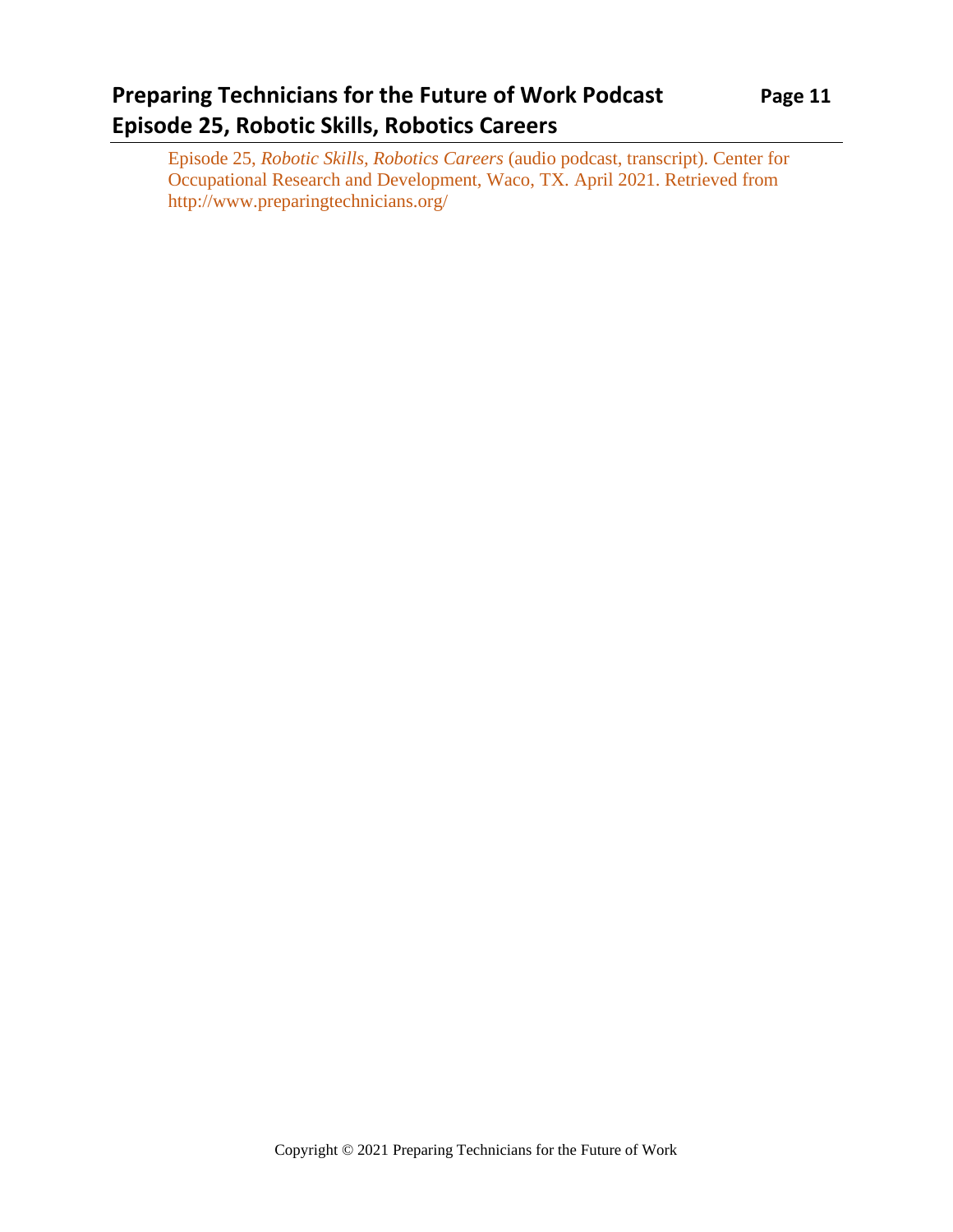Episode 25, *Robotic Skills, Robotics Careers* (audio podcast, transcript). Center for Occupational Research and Development, Waco, TX. April 2021. Retrieved from http://www.preparingtechnicians.org/